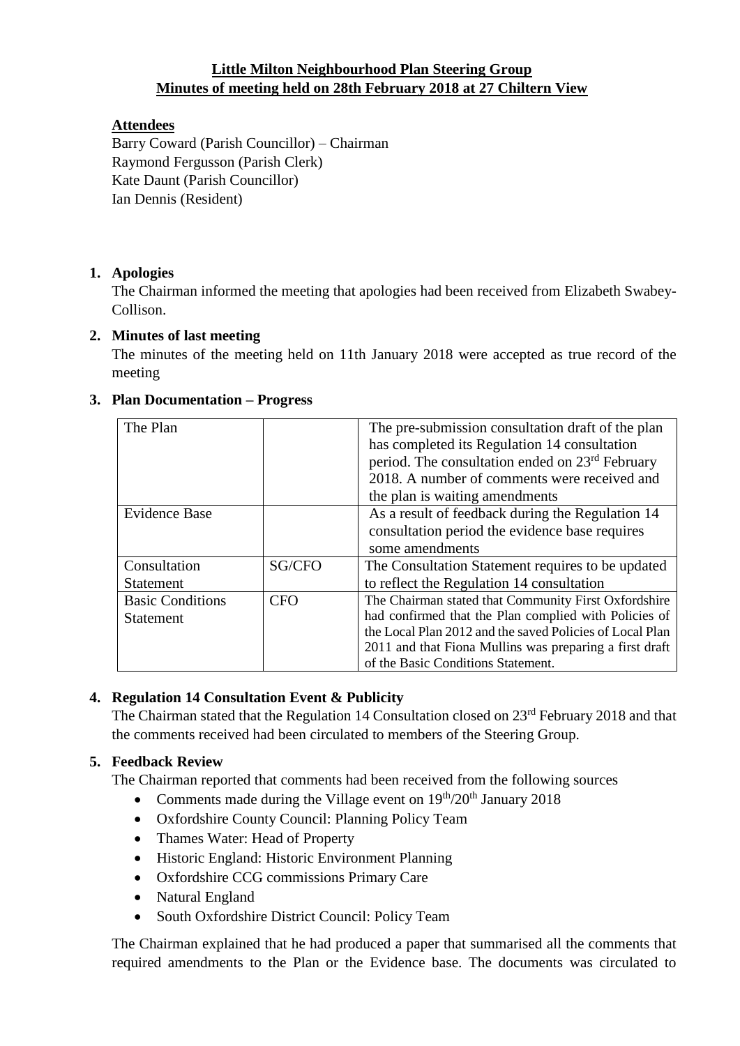**Little Milton Neighbourhood Plan Steering Group**
**Minutes of meeting held on 28th February 2018 at 27 Chiltern View**

**Attendees**

Barry Coward (Parish Councillor) – Chairman
Raymond Fergusson (Parish Clerk)
Kate Daunt (Parish Councillor)
Ian Dennis (Resident)

1. **Apologies**

   The Chairman informed the meeting that apologies had been received from Elizabeth Swabey-Collison.

2. **Minutes of last meeting**

   The minutes of the meeting held on 11th January 2018 were accepted as true record of the meeting

3. **Plan Documentation – Progress**

| | | |
|---|---|---|
| The Plan | | The pre-submission consultation draft of the plan has completed its Regulation 14 consultation period. The consultation ended on 23rd February 2018. A number of comments were received and the plan is waiting amendments |
| Evidence Base | | As a result of feedback during the Regulation 14 consultation period the evidence base requires some amendments |
| Consultation Statement | SG/CFO | The Consultation Statement requires to be updated to reflect the Regulation 14 consultation |
| Basic Conditions Statement | CFO | The Chairman stated that Community First Oxfordshire had confirmed that the Plan complied with Policies of the Local Plan 2012 and the saved Policies of Local Plan 2011 and that Fiona Mullins was preparing a first draft of the Basic Conditions Statement. |

4. **Regulation 14 Consultation Event & Publicity**

   The Chairman stated that the Regulation 14 Consultation closed on 23rd February 2018 and that the comments received had been circulated to members of the Steering Group.

5. **Feedback Review**

   The Chairman reported that comments had been received from the following sources

   - Comments made during the Village event on 19th/20th January 2018
   - Oxfordshire County Council: Planning Policy Team
   - Thames Water: Head of Property
   - Historic England: Historic Environment Planning
   - Oxfordshire CCG commissions Primary Care
   - Natural England
   - South Oxfordshire District Council: Policy Team

   The Chairman explained that he had produced a paper that summarised all the comments that required amendments to the Plan or the Evidence base. The documents was circulated to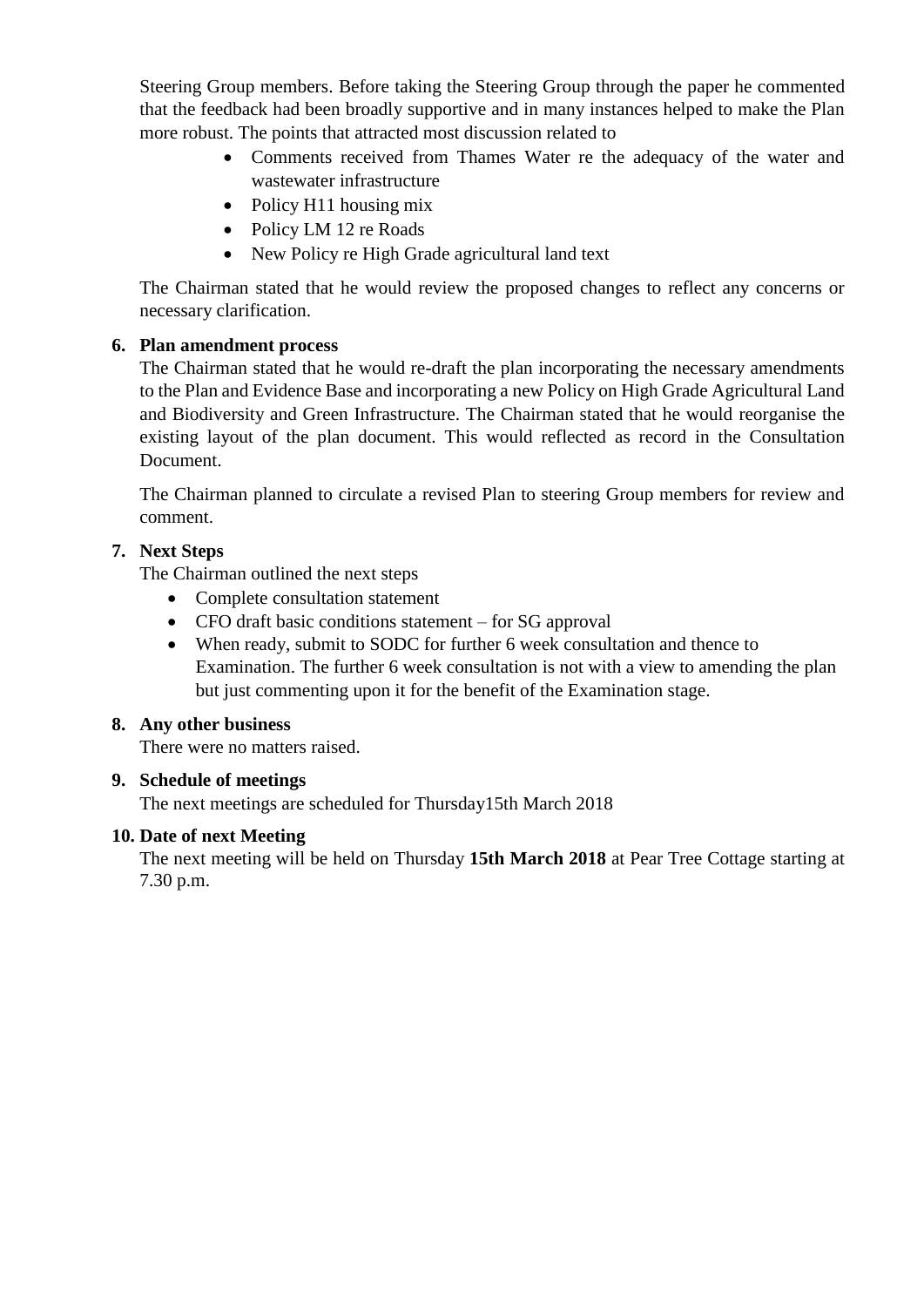Steering Group members. Before taking the Steering Group through the paper he commented that the feedback had been broadly supportive and in many instances helped to make the Plan more robust. The points that attracted most discussion related to

- Comments received from Thames Water re the adequacy of the water and wastewater infrastructure
- Policy H11 housing mix
- Policy LM 12 re Roads
- New Policy re High Grade agricultural land text

The Chairman stated that he would review the proposed changes to reflect any concerns or necessary clarification.

**6. Plan amendment process**

The Chairman stated that he would re-draft the plan incorporating the necessary amendments to the Plan and Evidence Base and incorporating a new Policy on High Grade Agricultural Land and Biodiversity and Green Infrastructure. The Chairman stated that he would reorganise the existing layout of the plan document. This would reflected as record in the Consultation Document.

The Chairman planned to circulate a revised Plan to steering Group members for review and comment.

**7. Next Steps**

The Chairman outlined the next steps

- Complete consultation statement
- CFO draft basic conditions statement – for SG approval
- When ready, submit to SODC for further 6 week consultation and thence to Examination. The further 6 week consultation is not with a view to amending the plan but just commenting upon it for the benefit of the Examination stage.

**8. Any other business**

There were no matters raised.

**9. Schedule of meetings**

The next meetings are scheduled for Thursday15th March 2018

**10. Date of next Meeting**

The next meeting will be held on Thursday **15th March 2018** at Pear Tree Cottage starting at 7.30 p.m.